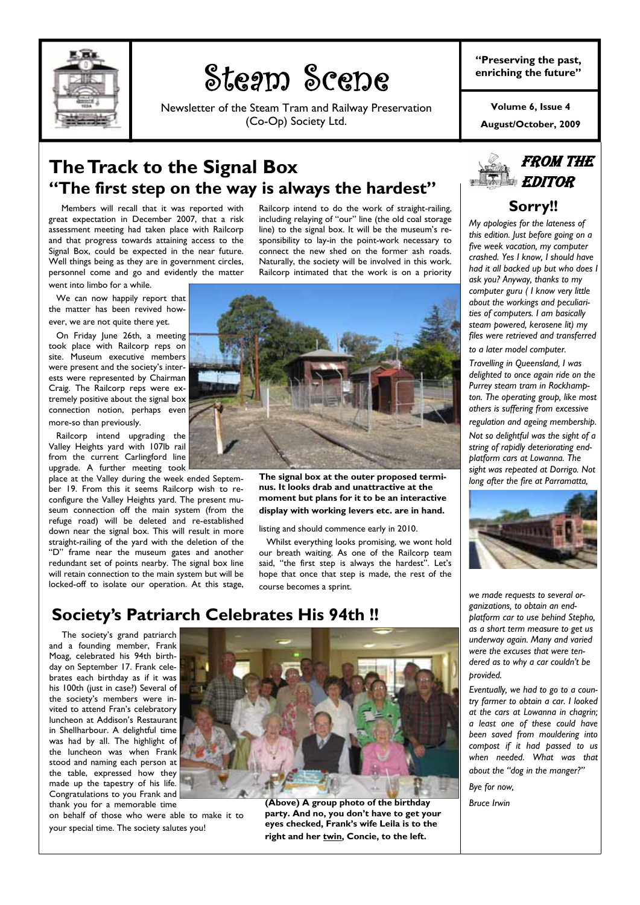# Steam Scene

Newsletter of the Steam Tram and Railway Preservation (Co-Op) Society Ltd.

**"Preserving the past, enriching the future"**

**Volume 6, Issue 4**

**August/October, 2009**

## The Track to the Signal Box

### "The first step on the way is always the hardest"

Members will recall that it was reported with great expectation in December 2007, that a risk assessment meeting had taken place with Railcorp and that progress towards attaining access to the Signal Box, could be expected in the near future. Well things being as they are in government circles, personnel come and go and evidently the matter went into limbo for a while.

We can now happily report that the matter has been revived however, we are not quite there yet.

On Friday June 26th, a meeting took place with Railcorp reps on site. Museum executive members were present and the society's interests were represented by Chairman Craig. The Railcorp reps were extremely positive about the signal box connection notion, perhaps even more-so than previously.

Railcorp intend upgrading the Valley Heights yard with 107lb rail from the current Carlingford line upgrade. A further meeting took place at the Valley during the week ended September 19. From this it seems Railcorp wish to reconfigure the Valley Heights yard. The present museum connection off the main system (from the refuge road) will be deleted and re-established down near the signal box. This will result in more straight-railing of the yard with the deletion of the "D" frame near the museum gates and another redundant set of points nearby. The signal box line will retain connection to the main system but will be locked-off to isolate our operation. At this stage, Railcorp intend to do the work of straight-railing, including relaying of "our" line (the old coal storage line) to the signal box. It will be the museum's responsibility to lay-in the point-work necessary to connect the new shed on the former ash roads. Naturally, the society will be involved in this work. Railcorp intimated that the work is on a priority listing and should commence early in 2010.

**The signal box at the outer proposed terminus. It looks drab and unattractive at the moment but plans for it to be an interactive display with working levers etc. are in hand.**

Whilst everything looks promising, we wont hold our breath waiting. As one of the Railcorp team said, "the first step is always the hardest". Let's hope that once that step is made, the rest of the course becomes a sprint.

## Society's Patriarch Celebrates His 94th !!

The society's grand patriarch and a founding member, Frank Moag, celebrated his 94th birthday on September 17. Frank celebrates each birthday as if it was his 100th (just in case?) Several of the society's members were invited to attend Fran's celebratory luncheon at Addison's Restaurant in Shellharbour. A delightful time was had by all. The highlight of the luncheon was when Frank stood and naming each person at the table, expressed how they made up the tapestry of his life. Congratulations to you Frank and thank you for a memorable time on behalf of those who were able to make it to your special time. The society salutes you!

**(Above) A group photo of the birthday party. And no, you don't have to get your eyes checked, Frank's wife Leila is to the right and her twin, Concie, to the left.**

## From the Editor

### Sorry!!

*My apologies for the lateness of this edition. Just before going on a five week vacation, my computer crashed. Yes I know, I should have had it all backed up but who does I ask you? Anyway, thanks to my computer guru ( I know very little about the workings and peculiarities of computers. I am basically steam powered, kerosene lit) my files were retrieved and transferred to a later model computer.*

*Travelling in Queensland, I was delighted to once again ride on the Purrey steam tram in Rockhampton. The operating group, like most others is suffering from excessive regulation and ageing membership.*

*Not so delightful was the sight of a string of rapidly deteriorating end-platform cars at Lowanna. The sight was repeated at Dorrigo. Not long after the fire at Parramatta, we made requests to several organizations, to obtain an end-platform car to use behind Stepho, as a short term measure to get us underway again. Many and varied were the excuses that were tendered as to why a car couldn't be provided.*

*Eventually, we had to go to a country farmer to obtain a car. I looked at the cars at Lowanna in chagrin; a least one of these could have been saved from mouldering into compost if it had passed to us when needed. What was that about the "dog in the manger?"*

*Bye for now,*

*Bruce Irwin*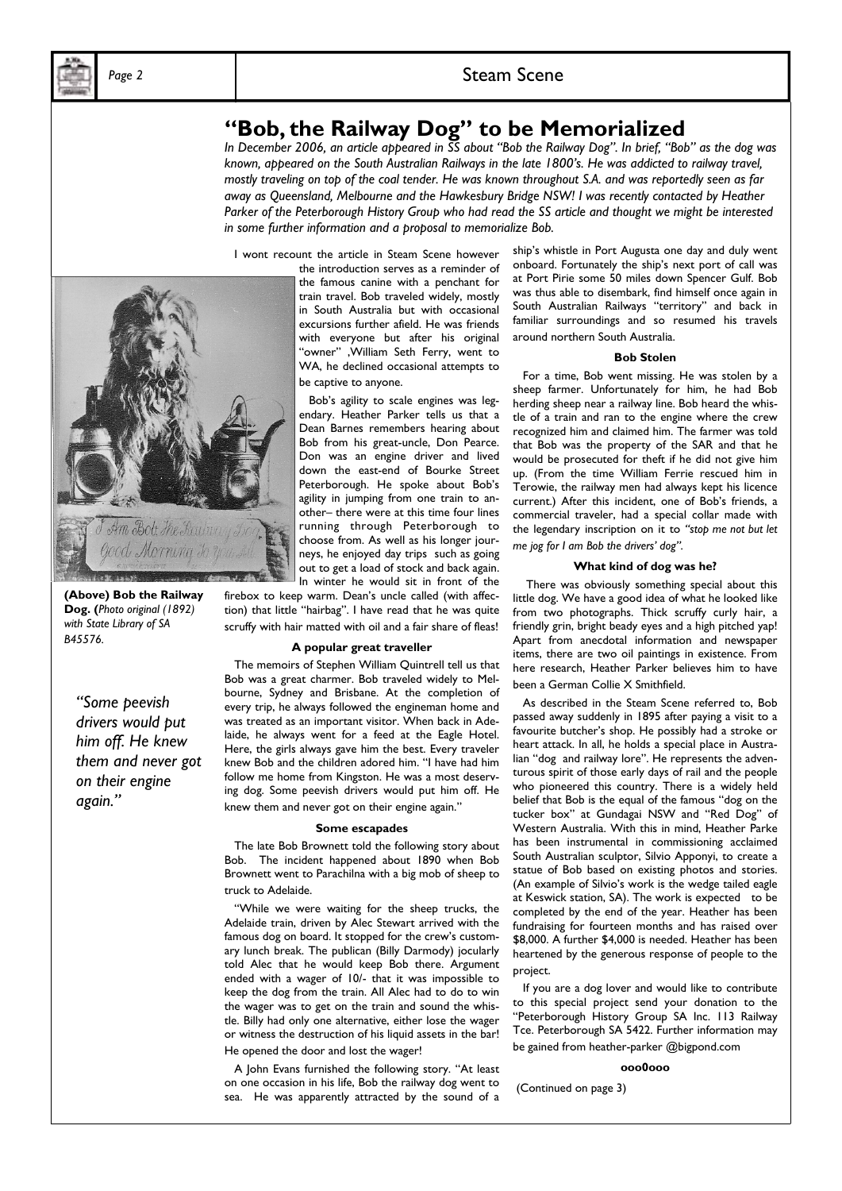# "Bob, the Railway Dog" to be Memorialized

*In December 2006, an article appeared in SS about "Bob the Railway Dog". In brief, "Bob" as the dog was known, appeared on the South Australian Railways in the late 1800's. He was addicted to railway travel, mostly traveling on top of the coal tender. He was known throughout S.A. and was reportedly seen as far away as Queensland, Melbourne and the Hawkesbury Bridge NSW! I was recently contacted by Heather Parker of the Peterborough History Group who had read the SS article and thought we might be interested in some further information and a proposal to memorialize Bob.*

I wont recount the article in Steam Scene however the introduction serves as a reminder of the famous canine with a penchant for train travel. Bob traveled widely, mostly in South Australia but with occasional excursions further afield. He was friends with everyone but after his original "owner" ,William Seth Ferry, went to WA, he declined occasional attempts to be captive to anyone.

Bob's agility to scale engines was legendary. Heather Parker tells us that a Dean Barnes remembers hearing about Bob from his great-uncle, Don Pearce. Don was an engine driver and lived down the east-end of Bourke Street Peterborough. He spoke about Bob's agility in jumping from one train to another– there were at this time four lines running through Peterborough to choose from. As well as his longer journeys, he enjoyed day trips such as going out to get a load of stock and back again. In winter he would sit in front of the firebox to keep warm. Dean's uncle called (with affection) that little "hairbag". I have read that he was quite scruffy with hair matted with oil and a fair share of fleas!

**(Above) Bob the Railway Dog. (***Photo original (1892) with State Library of SA B45576.*

*"Some peevish drivers would put him off. He knew them and never got on their engine again."*

### A popular great traveller

The memoirs of Stephen William Quintrell tell us that Bob was a great charmer. Bob traveled widely to Melbourne, Sydney and Brisbane. At the completion of every trip, he always followed the engineman home and was treated as an important visitor. When back in Adelaide, he always went for a feed at the Eagle Hotel. Here, the girls always gave him the best. Every traveler knew Bob and the children adored him. "I have had him follow me home from Kingston. He was a most deserving dog. Some peevish drivers would put him off. He knew them and never got on their engine again."

### Some escapades

The late Bob Brownett told the following story about Bob. The incident happened about 1890 when Bob Brownett went to Parachilna with a big mob of sheep to truck to Adelaide.

"While we were waiting for the sheep trucks, the Adelaide train, driven by Alec Stewart arrived with the famous dog on board. It stopped for the crew's customary lunch break. The publican (Billy Darmody) jocularly told Alec that he would keep Bob there. Argument ended with a wager of 10/- that it was impossible to keep the dog from the train. All Alec had to do to win the wager was to get on the train and sound the whistle. Billy had only one alternative, either lose the wager or witness the destruction of his liquid assets in the bar! He opened the door and lost the wager!

A John Evans furnished the following story. "At least on one occasion in his life, Bob the railway dog went to sea. He was apparently attracted by the sound of a ship's whistle in Port Augusta one day and duly went onboard. Fortunately the ship's next port of call was at Port Pirie some 50 miles down Spencer Gulf. Bob was thus able to disembark, find himself once again in South Australian Railways "territory" and back in familiar surroundings and so resumed his travels around northern South Australia.

### Bob Stolen

For a time, Bob went missing. He was stolen by a sheep farmer. Unfortunately for him, he had Bob herding sheep near a railway line. Bob heard the whistle of a train and ran to the engine where the crew recognized him and claimed him. The farmer was told that Bob was the property of the SAR and that he would be prosecuted for theft if he did not give him up. (From the time William Ferrie rescued him in Terowie, the railway men had always kept his licence current.) After this incident, one of Bob's friends, a commercial traveler, had a special collar made with the legendary inscription on it to *"stop me not but let me jog for I am Bob the drivers' dog".*

### What kind of dog was he?

There was obviously something special about this little dog. We have a good idea of what he looked like from two photographs. Thick scruffy curly hair, a friendly grin, bright beady eyes and a high pitched yap! Apart from anecdotal information and newspaper items, there are two oil paintings in existence. From here research, Heather Parker believes him to have been a German Collie X Smithfield.

As described in the Steam Scene referred to, Bob passed away suddenly in 1895 after paying a visit to a favourite butcher's shop. He possibly had a stroke or heart attack. In all, he holds a special place in Australian "dog and railway lore". He represents the adventurous spirit of those early days of rail and the people who pioneered this country. There is a widely held belief that Bob is the equal of the famous "dog on the tucker box" at Gundagai NSW and "Red Dog" of Western Australia. With this in mind, Heather Parke has been instrumental in commissioning acclaimed South Australian sculptor, Silvio Apponyi, to create a statue of Bob based on existing photos and stories. (An example of Silvio's work is the wedge tailed eagle at Keswick station, SA). The work is expected to be completed by the end of the year. Heather has been fundraising for fourteen months and has raised over $8,000. A further $4,000 is needed. Heather has been heartened by the generous response of people to the project.

If you are a dog lover and would like to contribute to this special project send your donation to the "Peterborough History Group SA Inc. 113 Railway Tce. Peterborough SA 5422. Further information may be gained from heather-parker @bigpond.com

**ooo0ooo**

(Continued on page 3)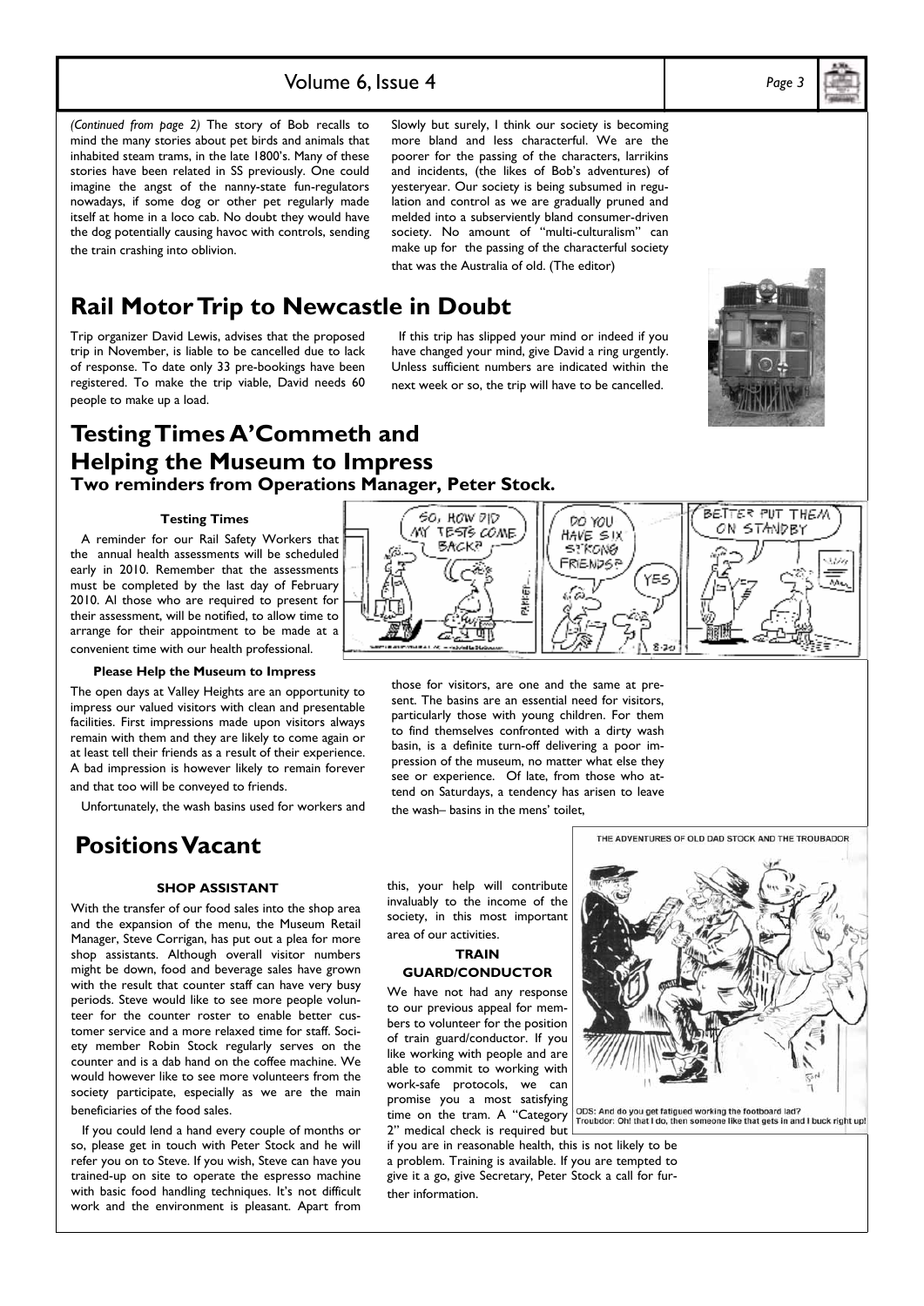*(Continued from page 2)* The story of Bob recalls to mind the many stories about pet birds and animals that inhabited steam trams, in the late 1800's. Many of these stories have been related in SS previously. One could imagine the angst of the nanny-state fun-regulators nowadays, if some dog or other pet regularly made itself at home in a loco cab. No doubt they would have the dog potentially causing havoc with controls, sending the train crashing into oblivion.

Slowly but surely, I think our society is becoming more bland and less characterful. We are the poorer for the passing of the characters, larrikins and incidents, (the likes of Bob's adventures) of yesteryear. Our society is being subsumed in regulation and control as we are gradually pruned and melded into a subserviently bland consumer-driven society. No amount of "multi-culturalism" can make up for the passing of the characterful society that was the Australia of old. (The editor)

# Rail Motor Trip to Newcastle in Doubt

Trip organizer David Lewis, advises that the proposed trip in November, is liable to be cancelled due to lack of response. To date only 33 pre-bookings have been registered. To make the trip viable, David needs 60 people to make up a load.

If this trip has slipped your mind or indeed if you have changed your mind, give David a ring urgently. Unless sufficient numbers are indicated within the next week or so, the trip will have to be cancelled.

# Testing Times A'Commeth and Helping the Museum to Impress

## Two reminders from Operations Manager, Peter Stock.

#### Testing Times

A reminder for our Rail Safety Workers that the annual health assessments will be scheduled early in 2010. Remember that the assessments must be completed by the last day of February 2010. Al those who are required to present for their assessment, will be notified, to allow time to arrange for their appointment to be made at a convenient time with our health professional.

#### Please Help the Museum to Impress

The open days at Valley Heights are an opportunity to impress our valued visitors with clean and presentable facilities. First impressions made upon visitors always remain with them and they are likely to come again or at least tell their friends as a result of their experience. A bad impression is however likely to remain forever and that too will be conveyed to friends.

Unfortunately, the wash basins used for workers and those for visitors, are one and the same at present. The basins are an essential need for visitors, particularly those with young children. For them to find themselves confronted with a dirty wash basin, is a definite turn-off delivering a poor impression of the museum, no matter what else they see or experience. Of late, from those who attend on Saturdays, a tendency has arisen to leave the wash– basins in the mens' toilet,

# Positions Vacant

#### SHOP ASSISTANT

With the transfer of our food sales into the shop area and the expansion of the menu, the Museum Retail Manager, Steve Corrigan, has put out a plea for more shop assistants. Although overall visitor numbers might be down, food and beverage sales have grown with the result that counter staff can have very busy periods. Steve would like to see more people volunteer for the counter roster to enable better customer service and a more relaxed time for staff. Society member Robin Stock regularly serves on the counter and is a dab hand on the coffee machine. We would however like to see more volunteers from the society participate, especially as we are the main beneficiaries of the food sales.

If you could lend a hand every couple of months or so, please get in touch with Peter Stock and he will refer you on to Steve. If you wish, Steve can have you trained-up on site to operate the espresso machine with basic food handling techniques. It's not difficult work and the environment is pleasant. Apart from this, your help will contribute invaluably to the income of the society, in this most important area of our activities.

#### TRAIN GUARD/CONDUCTOR

We have not had any response to our previous appeal for members to volunteer for the position of train guard/conductor. If you like working with people and are able to commit to working with work-safe protocols, we can promise you a most satisfying time on the tram. A "Category 2" medical check is required but if you are in reasonable health, this is not likely to be a problem. Training is available. If you are tempted to give it a go, give Secretary, Peter Stock a call for further information.

THE ADVENTURES OF OLD DAD STOCK AND THE TROUBADOR

ODS: And do you get fatigued working the footboard lad?
Troubdor: Oh! that I do, then someone like that gets in and I buck right up!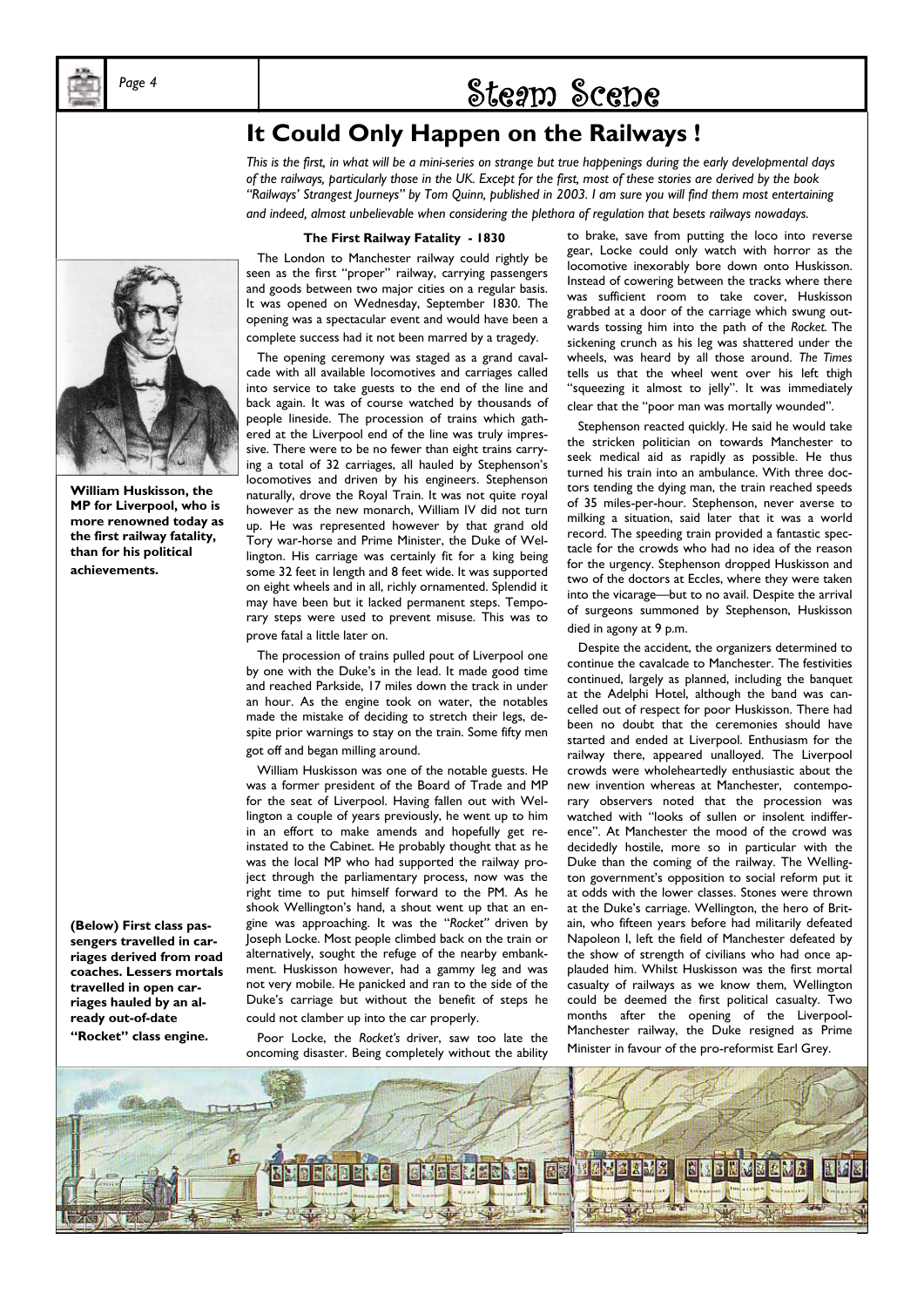# It Could Only Happen on the Railways !

*This is the first, in what will be a mini-series on strange but true happenings during the early developmental days of the railways, particularly those in the UK. Except for the first, most of these stories are derived by the book "Railways' Strangest Journeys" by Tom Quinn, published in 2003. I am sure you will find them most entertaining and indeed, almost unbelievable when considering the plethora of regulation that besets railways nowadays.*

**William Huskisson, the MP for Liverpool, who is more renowned today as the first railway fatality, than for his political achievements.**

### The First Railway Fatality - 1830

The London to Manchester railway could rightly be seen as the first "proper" railway, carrying passengers and goods between two major cities on a regular basis. It was opened on Wednesday, September 1830. The opening was a spectacular event and would have been a complete success had it not been marred by a tragedy.

The opening ceremony was staged as a grand cavalcade with all available locomotives and carriages called into service to take guests to the end of the line and back again. It was of course watched by thousands of people lineside. The procession of trains which gathered at the Liverpool end of the line was truly impressive. There were to be no fewer than eight trains carrying a total of 32 carriages, all hauled by Stephenson's locomotives and driven by his engineers. Stephenson naturally, drove the Royal Train. It was not quite royal however as the new monarch, William IV did not turn up. He was represented however by that grand old Tory war-horse and Prime Minister, the Duke of Wellington. His carriage was certainly fit for a king being some 32 feet in length and 8 feet wide. It was supported on eight wheels and in all, richly ornamented. Splendid it may have been but it lacked permanent steps. Temporary steps were used to prevent misuse. This was to prove fatal a little later on.

The procession of trains pulled pout of Liverpool one by one with the Duke's in the lead. It made good time and reached Parkside, 17 miles down the track in under an hour. As the engine took on water, the notables made the mistake of deciding to stretch their legs, despite prior warnings to stay on the train. Some fifty men got off and began milling around.

William Huskisson was one of the notable guests. He was a former president of the Board of Trade and MP for the seat of Liverpool. Having fallen out with Wellington a couple of years previously, he went up to him in an effort to make amends and hopefully get reinstated to the Cabinet. He probably thought that as he was the local MP who had supported the railway project through the parliamentary process, now was the right time to put himself forward to the PM. As he shook Wellington's hand, a shout went up that an engine was approaching. It was the "*Rocket"* driven by Joseph Locke. Most people climbed back on the train or alternatively, sought the refuge of the nearby embankment. Huskisson however, had a gammy leg and was not very mobile. He panicked and ran to the side of the Duke's carriage but without the benefit of steps he could not clamber up into the car properly.

Poor Locke, the *Rocket's* driver, saw too late the oncoming disaster. Being completely without the ability to brake, save from putting the loco into reverse gear, Locke could only watch with horror as the locomotive inexorably bore down onto Huskisson. Instead of cowering between the tracks where there was sufficient room to take cover, Huskisson grabbed at a door of the carriage which swung outwards tossing him into the path of the *Rocket.* The sickening crunch as his leg was shattered under the wheels, was heard by all those around. *The Times* tells us that the wheel went over his left thigh "squeezing it almost to jelly". It was immediately clear that the "poor man was mortally wounded".

Stephenson reacted quickly. He said he would take the stricken politician on towards Manchester to seek medical aid as rapidly as possible. He thus turned his train into an ambulance. With three doctors tending the dying man, the train reached speeds of 35 miles-per-hour. Stephenson, never averse to milking a situation, said later that it was a world record. The speeding train provided a fantastic spectacle for the crowds who had no idea of the reason for the urgency. Stephenson dropped Huskisson and two of the doctors at Eccles, where they were taken into the vicarage—but to no avail. Despite the arrival of surgeons summoned by Stephenson, Huskisson died in agony at 9 p.m.

Despite the accident, the organizers determined to continue the cavalcade to Manchester. The festivities continued, largely as planned, including the banquet at the Adelphi Hotel, although the band was cancelled out of respect for poor Huskisson. There had been no doubt that the ceremonies should have started and ended at Liverpool. Enthusiasm for the railway there, appeared unalloyed. The Liverpool crowds were wholeheartedly enthusiastic about the new invention whereas at Manchester, contemporary observers noted that the procession was watched with "looks of sullen or insolent indifference". At Manchester the mood of the crowd was decidedly hostile, more so in particular with the Duke than the coming of the railway. The Wellington government's opposition to social reform put it at odds with the lower classes. Stones were thrown at the Duke's carriage. Wellington, the hero of Britain, who fifteen years before had militarily defeated Napoleon I, left the field of Manchester defeated by the show of strength of civilians who had once applauded him. Whilst Huskisson was the first mortal casualty of railways as we know them, Wellington could be deemed the first political casualty. Two months after the opening of the Liverpool-Manchester railway, the Duke resigned as Prime Minister in favour of the pro-reformist Earl Grey.

**(Below) First class passengers travelled in carriages derived from road coaches. Lessers mortals travelled in open carriages hauled by an already out-of-date "Rocket" class engine.**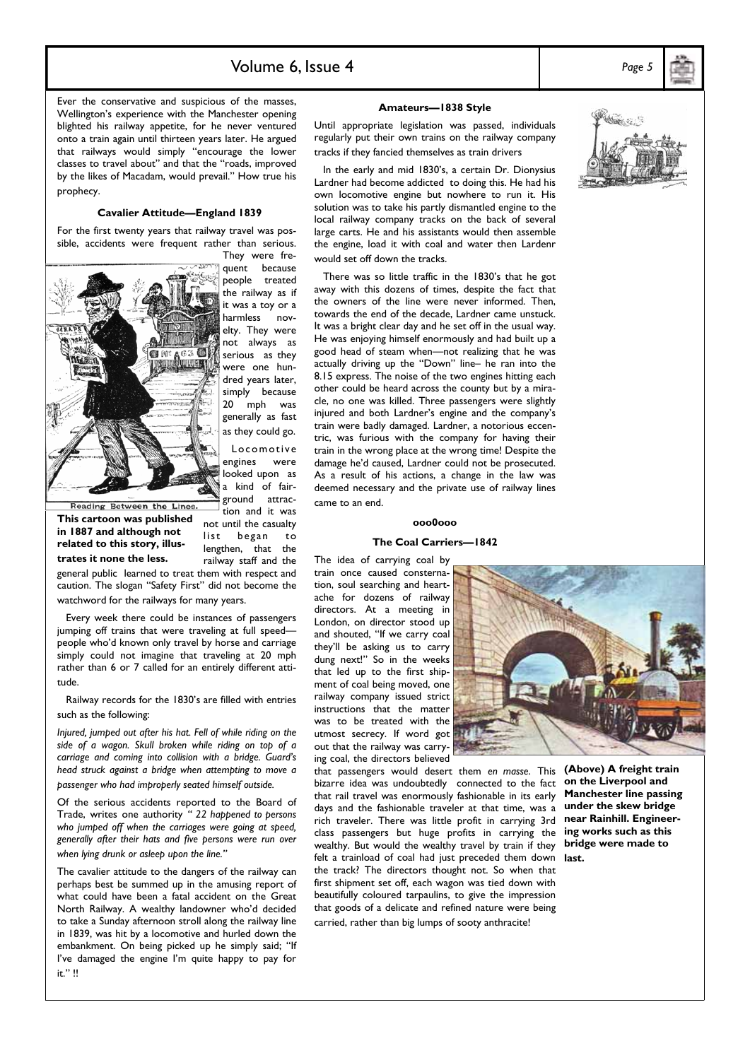Ever the conservative and suspicious of the masses, Wellington's experience with the Manchester opening blighted his railway appetite, for he never ventured onto a train again until thirteen years later. He argued that railways would simply "encourage the lower classes to travel about" and that the "roads, improved by the likes of Macadam, would prevail." How true his prophecy.

#### Cavalier Attitude—England 1839

For the first twenty years that railway travel was possible, accidents were frequent rather than serious. They were frequent because people treated the railway as if it was a toy or a harmless novelty. They were not always as serious as they were one hundred years later, simply because 20 mph was generally as fast as they could go.

Locomotive engines were looked upon as a kind of fairground attraction and it was not until the casualty list began to lengthen, that the railway staff and the general public learned to treat them with respect and caution. The slogan "Safety First" did not become the watchword for the railways for many years.

**This cartoon was published in 1887 and although not related to this story, illustrates it none the less.**

Every week there could be instances of passengers jumping off trains that were traveling at full speed—people who'd known only travel by horse and carriage simply could not imagine that traveling at 20 mph rather than 6 or 7 called for an entirely different attitude.

Railway records for the 1830's are filled with entries such as the following:

*Injured, jumped out after his hat. Fell of while riding on the side of a wagon. Skull broken while riding on top of a carriage and coming into collision with a bridge. Guard's head struck against a bridge when attempting to move a passenger who had improperly seated himself outside.*

Of the serious accidents reported to the Board of Trade, writes one authority *" 22 happened to persons who jumped off when the carriages were going at speed, generally after their hats and five persons were run over when lying drunk or asleep upon the line."*

The cavalier attitude to the dangers of the railway can perhaps best be summed up in the amusing report of what could have been a fatal accident on the Great North Railway. A wealthy landowner who'd decided to take a Sunday afternoon stroll along the railway line in 1839, was hit by a locomotive and hurled down the embankment. On being picked up he simply said; "If I've damaged the engine I'm quite happy to pay for it." !!

#### Amateurs—1838 Style

Until appropriate legislation was passed, individuals regularly put their own trains on the railway company tracks if they fancied themselves as train drivers

In the early and mid 1830's, a certain Dr. Dionysius Lardner had become addicted to doing this. He had his own locomotive engine but nowhere to run it. His solution was to take his partly dismantled engine to the local railway company tracks on the back of several large carts. He and his assistants would then assemble the engine, load it with coal and water then Lardenr would set off down the tracks.

There was so little traffic in the 1830's that he got away with this dozens of times, despite the fact that the owners of the line were never informed. Then, towards the end of the decade, Lardner came unstuck. It was a bright clear day and he set off in the usual way. He was enjoying himself enormously and had built up a good head of steam when—not realizing that he was actually driving up the "Down" line– he ran into the 8.15 express. The noise of the two engines hitting each other could be heard across the county but by a miracle, no one was killed. Three passengers were slightly injured and both Lardner's engine and the company's train were badly damaged. Lardner, a notorious eccentric, was furious with the company for having their train in the wrong place at the wrong time! Despite the damage he'd caused, Lardner could not be prosecuted. As a result of his actions, a change in the law was deemed necessary and the private use of railway lines came to an end.

**ooo0ooo**

#### The Coal Carriers—1842

The idea of carrying coal by train once caused consternation, soul searching and heartache for dozens of railway directors. At a meeting in London, on director stood up and shouted, "If we carry coal they'll be asking us to carry dung next!" So in the weeks that led up to the first shipment of coal being moved, one railway company issued strict instructions that the matter was to be treated with the utmost secrecy. If word got out that the railway was carrying coal, the directors believed that passengers would desert them *en masse*. This bizarre idea was undoubtedly connected to the fact that rail travel was enormously fashionable in its early days and the fashionable traveler at that time, was a rich traveler. There was little profit in carrying 3rd class passengers but huge profits in carrying the wealthy. But would the wealthy travel by train if they felt a trainload of coal had just preceded them down the track? The directors thought not. So when that first shipment set off, each wagon was tied down with beautifully coloured tarpaulins, to give the impression that goods of a delicate and refined nature were being carried, rather than big lumps of sooty anthracite!

**(Above) A freight train on the Liverpool and Manchester line passing under the skew bridge near Rainhill. Engineering works such as this bridge were made to last.**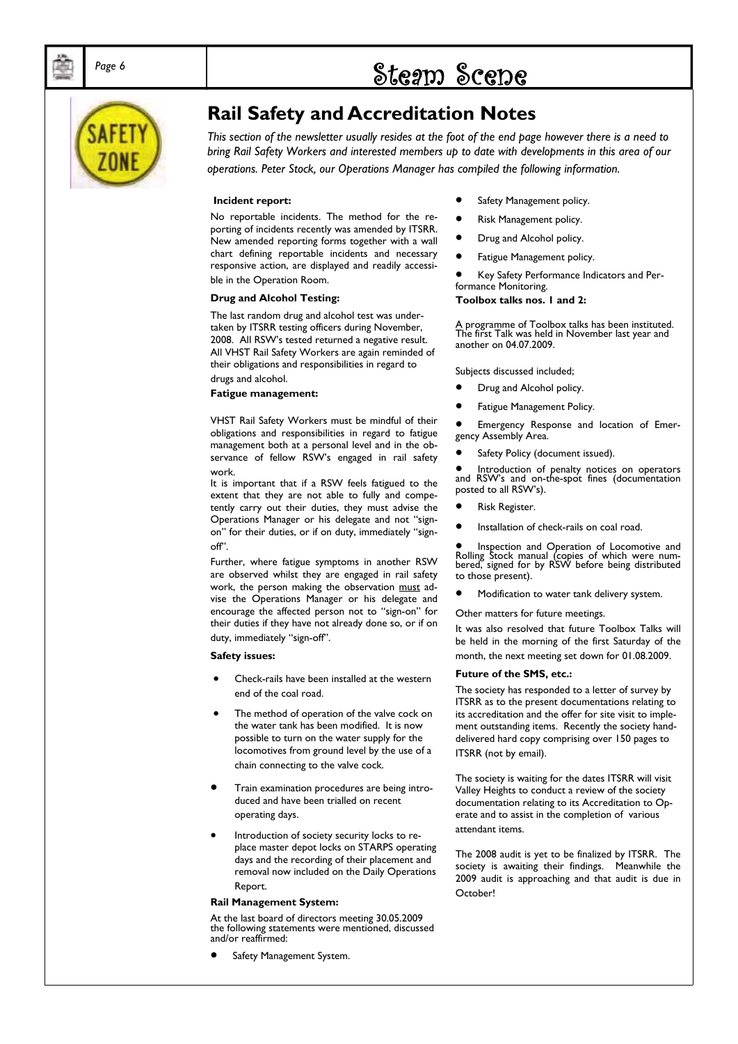## Rail Safety and Accreditation Notes

*This section of the newsletter usually resides at the foot of the end page however there is a need to bring Rail Safety Workers and interested members up to date with developments in this area of our operations. Peter Stock, our Operations Manager has compiled the following information.*

**Incident report:**

No reportable incidents. The method for the reporting of incidents recently was amended by ITSRR. New amended reporting forms together with a wall chart defining reportable incidents and necessary responsive action, are displayed and readily accessible in the Operation Room.

**Drug and Alcohol Testing:**

The last random drug and alcohol test was undertaken by ITSRR testing officers during November, 2008. All RSW's tested returned a negative result. All VHST Rail Safety Workers are again reminded of their obligations and responsibilities in regard to drugs and alcohol.

**Fatigue management:**

VHST Rail Safety Workers must be mindful of their obligations and responsibilities in regard to fatigue management both at a personal level and in the observance of fellow RSW's engaged in rail safety work.

It is important that if a RSW feels fatigued to the extent that they are not able to fully and competently carry out their duties, they must advise the Operations Manager or his delegate and not "sign-on" for their duties, or if on duty, immediately "sign-off".

Further, where fatigue symptoms in another RSW are observed whilst they are engaged in rail safety work, the person making the observation must advise the Operations Manager or his delegate and encourage the affected person not to "sign-on" for their duties if they have not already done so, or if on duty, immediately "sign-off".

**Safety issues:**

- Check-rails have been installed at the western end of the coal road.
- The method of operation of the valve cock on the water tank has been modified. It is now possible to turn on the water supply for the locomotives from ground level by the use of a chain connecting to the valve cock.
- Train examination procedures are being introduced and have been trialled on recent operating days.
- Introduction of society security locks to replace master depot locks on STARPS operating days and the recording of their placement and removal now included on the Daily Operations Report.

**Rail Management System:**

At the last board of directors meeting 30.05.2009 the following statements were mentioned, discussed and/or reaffirmed:

- Safety Management System.
- Safety Management policy.
- Risk Management policy.
- Drug and Alcohol policy.
- Fatigue Management policy.
- Key Safety Performance Indicators and Performance Monitoring.

**Toolbox talks nos. 1 and 2:**

A programme of Toolbox talks has been instituted. The first Talk was held in November last year and another on 04.07.2009.

Subjects discussed included;

- Drug and Alcohol policy.
- Fatigue Management Policy.
- Emergency Response and location of Emergency Assembly Area.
- Safety Policy (document issued).
- Introduction of penalty notices on operators and RSW's and on-the-spot fines (documentation posted to all RSW's).
- Risk Register.
- Installation of check-rails on coal road.
- Inspection and Operation of Locomotive and Rolling Stock manual (copies of which were numbered, signed for by RSW before being distributed to those present).
- Modification to water tank delivery system.

Other matters for future meetings.

It was also resolved that future Toolbox Talks will be held in the morning of the first Saturday of the month, the next meeting set down for 01.08.2009.

**Future of the SMS, etc.:**

The society has responded to a letter of survey by ITSRR as to the present documentations relating to its accreditation and the offer for site visit to implement outstanding items. Recently the society hand-delivered hard copy comprising over 150 pages to ITSRR (not by email).

The society is waiting for the dates ITSRR will visit Valley Heights to conduct a review of the society documentation relating to its Accreditation to Operate and to assist in the completion of various attendant items.

The 2008 audit is yet to be finalized by ITSRR. The society is awaiting their findings. Meanwhile the 2009 audit is approaching and that audit is due in October!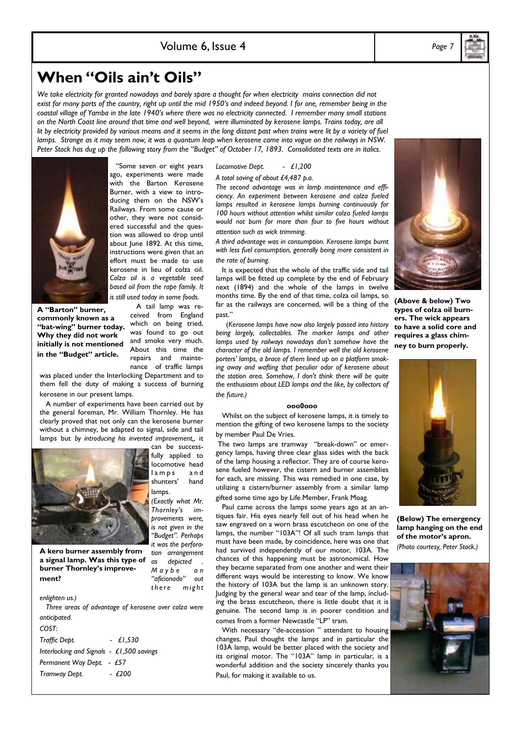# When "Oils ain't Oils"

*We take electricity for granted nowadays and barely spare a thought for when electricity mains connection did not exist for many parts of the country, right up until the mid 1950's and indeed beyond. I for one, remember being in the coastal village of Yamba in the late 1940's where there was no electricity connected. I remember many small stations on the North Coast line around that time and well beyond, were illuminated by kerosene lamps. Trains today, are all lit by electricity provided by various means and it seems in the long distant past when trains were lit by a variety of fuel lamps. Strange as it may seem now, it was a quantum leap when kerosene came into vogue on the railways in NSW. Peter Stock has dug up the following story from the "Budget" of October 17, 1893. Consolidated texts are in italics.*

**A "Barton" burner, commonly known as a "bat-wing" burner today. Why they did not work initially is not mentioned in the "Budget" article.**

"Some seven or eight years ago, experiments were made with the Barton Kerosene Burner, with a view to introducing them on the NSW's Railways. From some cause or other, they were not considered successful and the question was allowed to drop until about June 1892. At this time, instructions were given that an effort must be made to use kerosene in lieu of colza oil. *Colza oil is a vegetable seed based oil from the rape family. It is still used today in some foods.*

A tail lamp was received from England which on being tried, was found to go out and smoke very much. About this time the repairs and maintenance of traffic lamps was placed under the Interlocking Department and to them fell the duty of making a success of burning kerosene in our present lamps.

A number of experiments have been carried out by the general foreman, Mr. William Thornley. He has clearly proved that not only can the kerosene burner without a chimney, be adapted to signal, side and tail lamps but *by introducing his invented improvement,,* it can be successfully applied to locomotive head lamps and shunters' hand lamps.

*(Exactly what Mr. Thornley's improvements were, is not given in the "Budget". Perhaps it was the perforation arrangement as depicted . Maybe an "aficionado" out there might enlighten us.)*

**A kero burner assembly from a signal lamp. Was this type of burner Thornley's improvement?**

*Three areas of advantage of kerosene over colza were anticipated.*

*COST:*

| | |
|---|---|
| *Traffic Dept.* | *- £1,530* |
| *Interlocking and Signals* | *- £1,500 savings* |
| *Permanent Way Dept.* | *- £57* |
| *Tramway Dept.* | *- £200* |
| *Locomotive Dept.* | *- £1,200* |

*A total saving of about £4,487 p.a.*

*The second advantage was in lamp maintenance and efficiency. An experiment between kerosene and colza fueled lamps resulted in kerosene lamps burning continuously for 100 hours without attention whilst similar colza fueled lamps would not burn for more than four to five hours without attention such as wick trimming.*

*A third advantage was in consumption. Kerosene lamps burnt with less fuel consumption, generally being more consistent in the rate of burning.*

It is expected that the whole of the traffic side and tail lamps will be fitted up complete by the end of February next (1894) and the whole of the lamps in twelve months time. By the end of that time, colza oil lamps, so far as the railways are concerned, will be a thing of the past."

*(Kerosene lamps have now also largely passed into history being largely, collectables. The marker lamps and other lamps used by railways nowadays don't somehow have the character of the old lamps. I remember well the old kerosene porters' lamps, a brace of them lined up on a platform smoking away and wafting that peculiar odor of kerosene about the station area. Somehow, I don't think there will be quite the enthusiasm about LED lamps and the like, by collectors of the future.)*

**ooo0ooo**

Whilst on the subject of kerosene lamps, it is timely to mention the gifting of two kerosene lamps to the society by member Paul De Vries.

The two lamps are tramway "break-down" or emergency lamps, having three clear glass sides with the back of the lamp housing a reflector. They are of course kerosene fueled however, the cistern and burner assemblies for each, are missing. This was remedied in one case, by utilizing a cistern/burner assembly from a similar lamp gifted some time ago by Life Member, Frank Moag.

Paul came across the lamps some years ago at an antiques fair. His eyes nearly fell out of his head when he saw engraved on a worn brass escutcheon on one of the lamps, the number "103A"! Of all such tram lamps that must have been made, by coincidence, here was one that had survived independently of our motor, 103A. The chances of this happening must be astronomical. How they became separated from one another and went their different ways would be interesting to know. We know the history of 103A but the lamp is an unknown story. Judging by the general wear and tear of the lamp, including the brass escutcheon, there is little doubt that it is genuine. The second lamp is in poorer condition and comes from a former Newcastle "LP" tram.

With necessary "de-accession " attendant to housing changes, Paul thought the lamps and in particular the 103A lamp, would be better placed with the society and its original motor. The "103A" lamp in particular, is a wonderful addition and the society sincerely thanks you Paul, for making it available to us.

**(Above & below) Two types of colza oil burners. The wick appears to have a solid core and requires a glass chimney to burn properly.**

**(Below) The emergency lamp hanging on the end of the motor's apron.** *(Photo courtesy, Peter Stock.)*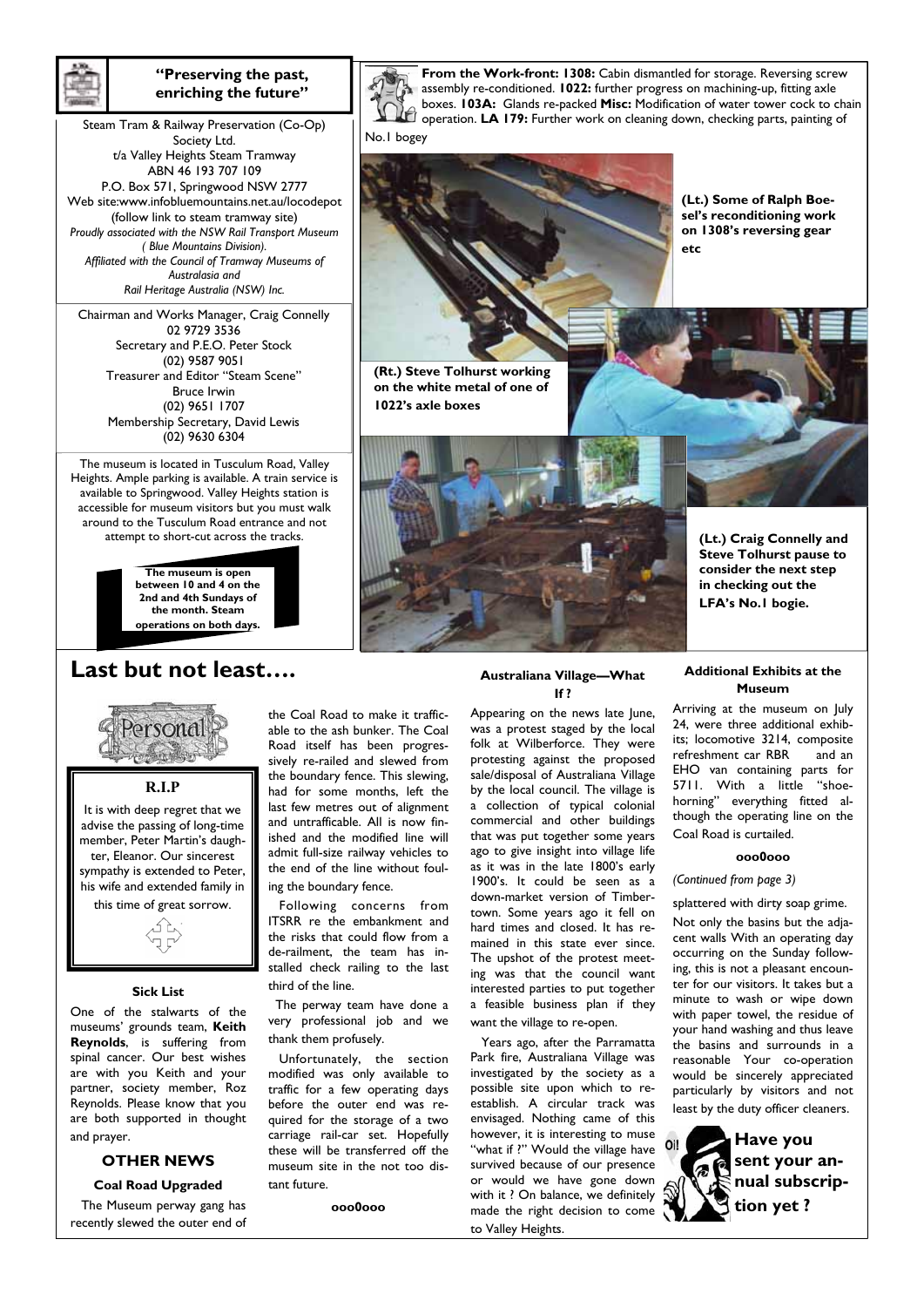**"Preserving the past, enriching the future"**

Steam Tram & Railway Preservation (Co-Op) Society Ltd.
t/a Valley Heights Steam Tramway
ABN 46 193 707 109
P.O. Box 571, Springwood NSW 2777
Web site:www.infobluemountains.net.au/locodepot
(follow link to steam tramway site)
*Proudly associated with the NSW Rail Transport Museum ( Blue Mountains Division).*
*Affiliated with the Council of Tramway Museums of Australasia and Rail Heritage Australia (NSW) Inc.*

Chairman and Works Manager, Craig Connelly
02 9729 3536
Secretary and P.E.O. Peter Stock
(02) 9587 9051
Treasurer and Editor "Steam Scene"
Bruce Irwin
(02) 9651 1707
Membership Secretary, David Lewis
(02) 9630 6304

The museum is located in Tusculum Road, Valley Heights. Ample parking is available. A train service is available to Springwood. Valley Heights station is accessible for museum visitors but you must walk around to the Tusculum Road entrance and not attempt to short-cut across the tracks.

**The museum is open between 10 and 4 on the 2nd and 4th Sundays of the month. Steam operations on both days.**

**From the Work-front: 1308:** Cabin dismantled for storage. Reversing screw assembly re-conditioned. **1022:** further progress on machining-up, fitting axle boxes. **103A:** Glands re-packed **Misc:** Modification of water tower cock to chain operation. **LA 179:** Further work on cleaning down, checking parts, painting of No.1 bogey

**(Lt.) Some of Ralph Boesel's reconditioning work on 1308's reversing gear etc**

**(Rt.) Steve Tolhurst working on the white metal of one of 1022's axle boxes**

**(Lt.) Craig Connelly and Steve Tolhurst pause to consider the next step in checking out the LFA's No.1 bogie.**

# Last but not least….

Personal

**R.I.P**

It is with deep regret that we advise the passing of long-time member, Peter Martin's daughter, Eleanor. Our sincerest sympathy is extended to Peter, his wife and extended family in this time of great sorrow.

### Sick List

One of the stalwarts of the museums' grounds team, **Keith Reynolds**, is suffering from spinal cancer. Our best wishes are with you Keith and your partner, society member, Roz Reynolds. Please know that you are both supported in thought and prayer.

## OTHER NEWS

### Coal Road Upgraded

The Museum perway gang has recently slewed the outer end of the Coal Road to make it trafficable to the ash bunker. The Coal Road itself has been progressively re-railed and slewed from the boundary fence. This slewing, had for some months, left the last few metres out of alignment and untrafficable. All is now finished and the modified line will admit full-size railway vehicles to the end of the line without fouling the boundary fence.

Following concerns from ITSRR re the embankment and the risks that could flow from a de-railment, the team has installed check railing to the last third of the line.

The perway team have done a very professional job and we thank them profusely.

Unfortunately, the section modified was only available to traffic for a few operating days before the outer end was required for the storage of a two carriage rail-car set. Hopefully these will be transferred off the museum site in the not too distant future.

ooo0ooo

### Australiana Village—What If ?

Appearing on the news late June, was a protest staged by the local folk at Wilberforce. They were protesting against the proposed sale/disposal of Australiana Village by the local council. The village is a collection of typical colonial commercial and other buildings that was put together some years ago to give insight into village life as it was in the late 1800's early 1900's. It could be seen as a down-market version of Timbertown. Some years ago it fell on hard times and closed. It has remained in this state ever since. The upshot of the protest meeting was that the council want interested parties to put together a feasible business plan if they want the village to re-open.

Years ago, after the Parramatta Park fire, Australiana Village was investigated by the society as a possible site upon which to re-establish. A circular track was envisaged. Nothing came of this however, it is interesting to muse "what if ?" Would the village have survived because of our presence or would we have gone down with it ? On balance, we definitely made the right decision to come to Valley Heights.

### Additional Exhibits at the Museum

Arriving at the museum on July 24, were three additional exhibits; locomotive 3214, composite refreshment car RBR and an EHO van containing parts for 5711. With a little "shoe-horning" everything fitted although the operating line on the Coal Road is curtailed.

ooo0ooo

*(Continued from page 3)*

splattered with dirty soap grime.

Not only the basins but the adjacent walls With an operating day occurring on the Sunday following, this is not a pleasant encounter for our visitors. It takes but a minute to wash or wipe down with paper towel, the residue of your hand washing and thus leave the basins and surrounds in a reasonable Your co-operation would be sincerely appreciated particularly by visitors and not least by the duty officer cleaners.

**Have you sent your annual subscription yet ?**